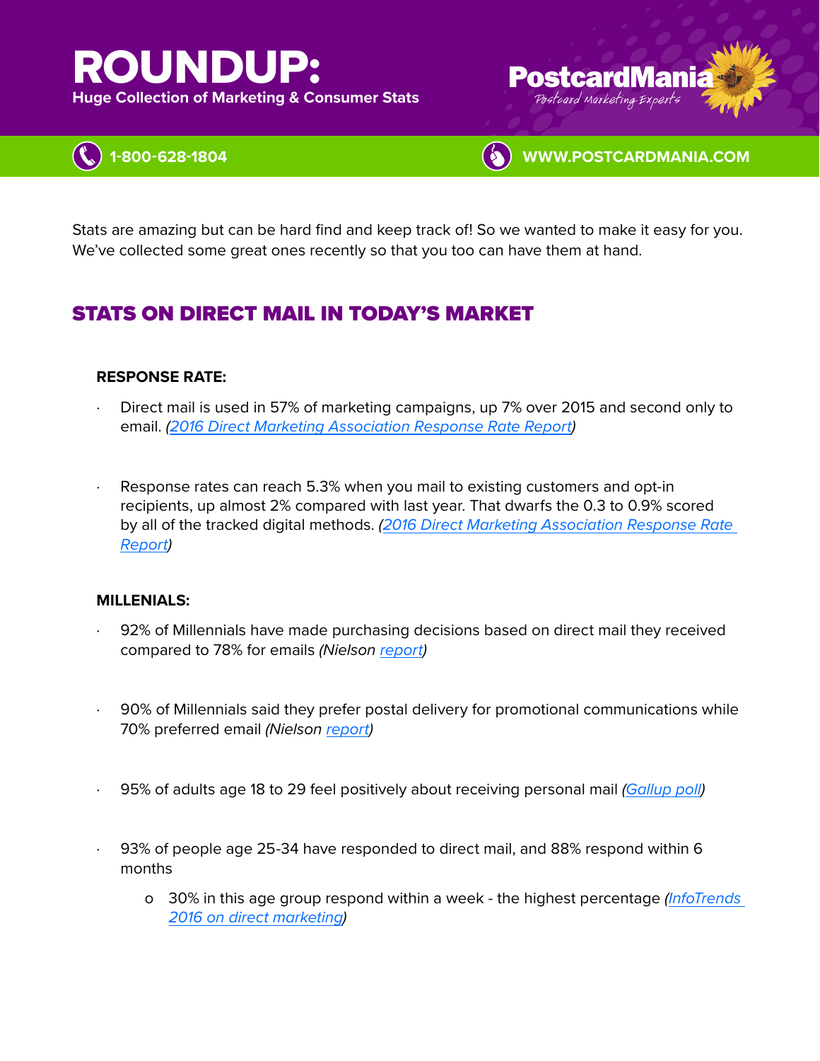# ROUNDUP:

**Huge Collection of Marketing & Consumer Stats**

PostcardMania
Postcard Marketing Experts

1-800-628-1804    WWW.POSTCARDMANIA.COM

Stats are amazing but can be hard find and keep track of! So we wanted to make it easy for you. We've collected some great ones recently so that you too can have them at hand.

## STATS ON DIRECT MAIL IN TODAY'S MARKET

**RESPONSE RATE:**

- Direct mail is used in 57% of marketing campaigns, up 7% over 2015 and second only to email. *(2016 Direct Marketing Association Response Rate Report)*

- Response rates can reach 5.3% when you mail to existing customers and opt-in recipients, up almost 2% compared with last year. That dwarfs the 0.3 to 0.9% scored by all of the tracked digital methods. *(2016 Direct Marketing Association Response Rate Report)*

**MILLENIALS:**

- 92% of Millennials have made purchasing decisions based on direct mail they received compared to 78% for emails *(Nielson report)*

- 90% of Millennials said they prefer postal delivery for promotional communications while 70% preferred email *(Nielson report)*

- 95% of adults age 18 to 29 feel positively about receiving personal mail *(Gallup poll)*

- 93% of people age 25-34 have responded to direct mail, and 88% respond within 6 months
  - 30% in this age group respond within a week - the highest percentage *(InfoTrends 2016 on direct marketing)*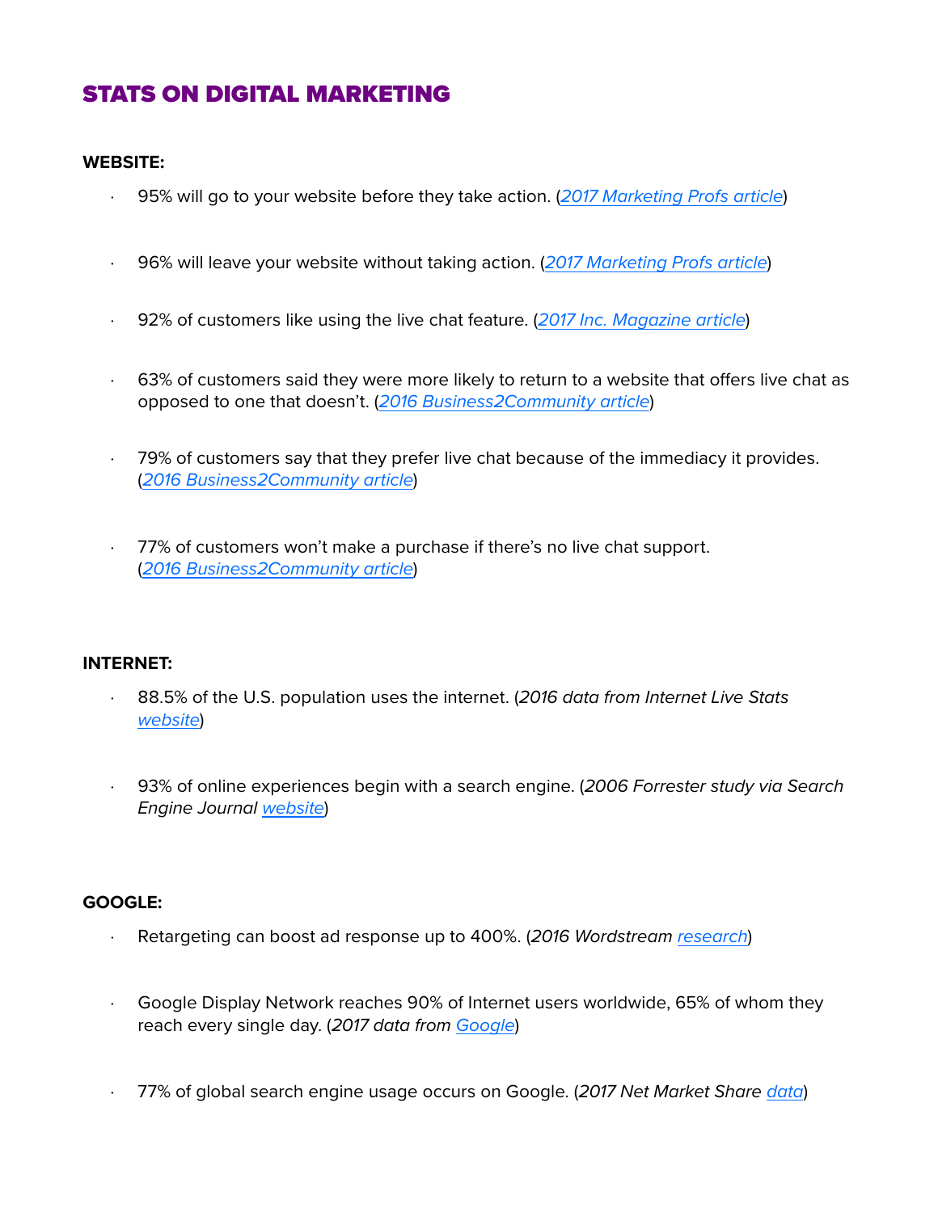# STATS ON DIGITAL MARKETING

**WEBSITE:**

- 95% will go to your website before they take action. (*2017 Marketing Profs article*)
- 96% will leave your website without taking action. (*2017 Marketing Profs article*)
- 92% of customers like using the live chat feature. (*2017 Inc. Magazine article*)
- 63% of customers said they were more likely to return to a website that offers live chat as opposed to one that doesn't. (*2016 Business2Community article*)
- 79% of customers say that they prefer live chat because of the immediacy it provides. (*2016 Business2Community article*)
- 77% of customers won't make a purchase if there's no live chat support. (*2016 Business2Community article*)

**INTERNET:**

- 88.5% of the U.S. population uses the internet. (*2016 data from Internet Live Stats website*)
- 93% of online experiences begin with a search engine. (*2006 Forrester study via Search Engine Journal website*)

**GOOGLE:**

- Retargeting can boost ad response up to 400%. (*2016 Wordstream research*)
- Google Display Network reaches 90% of Internet users worldwide, 65% of whom they reach every single day. (*2017 data from Google*)
- 77% of global search engine usage occurs on Google. (*2017 Net Market Share data*)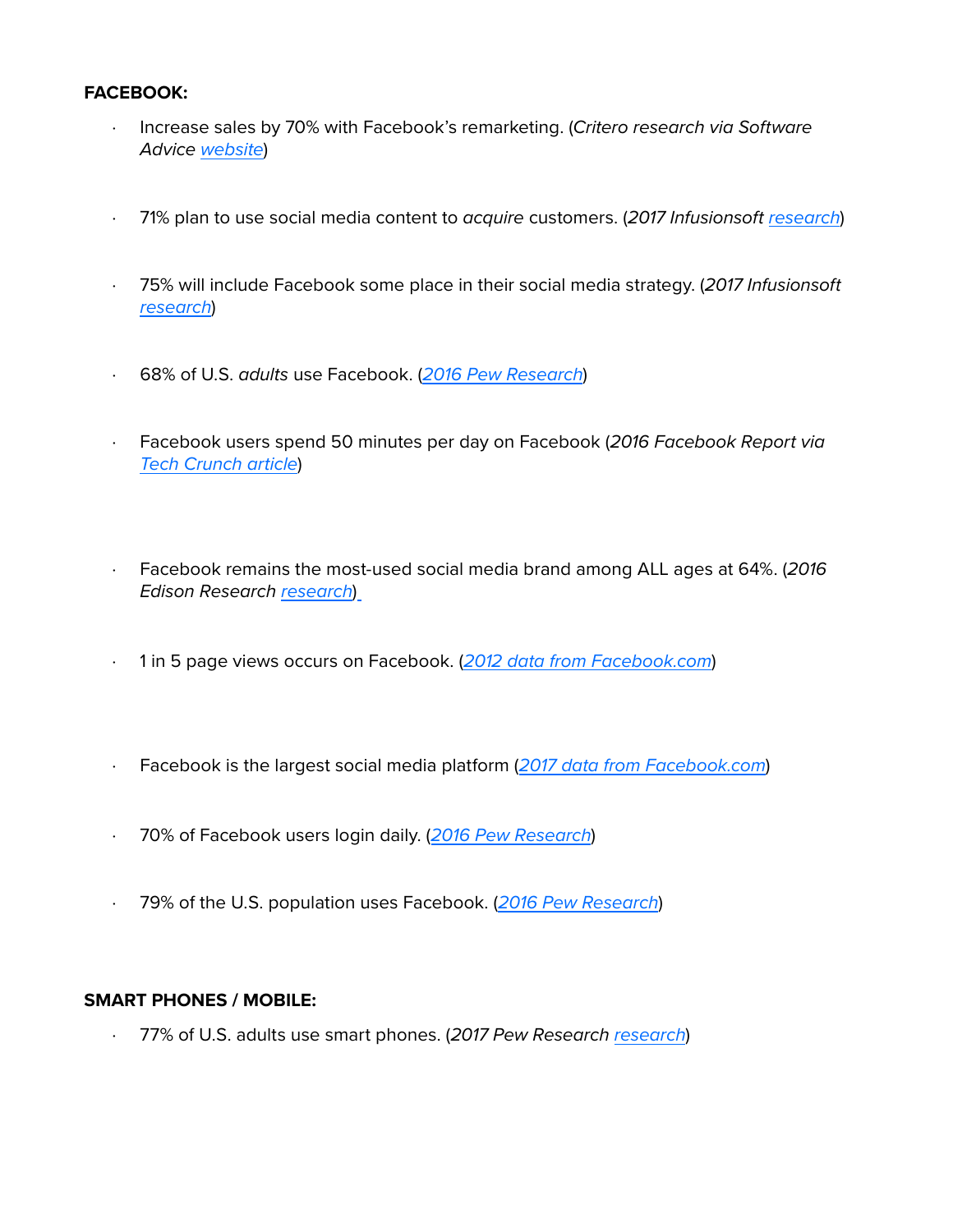**FACEBOOK:**

- Increase sales by 70% with Facebook's remarketing. (*Critero research via Software Advice* [website](#))

- 71% plan to use social media content to *acquire* customers. (*2017 Infusionsoft* [research](#))

- 75% will include Facebook some place in their social media strategy. (*2017 Infusionsoft* [research](#))

- 68% of U.S. *adults* use Facebook. ([*2016 Pew Research*](#))

- Facebook users spend 50 minutes per day on Facebook (*2016 Facebook Report via* [*Tech Crunch article*](#))

- Facebook remains the most-used social media brand among ALL ages at 64%. (*2016 Edison Research* [research](#))

- 1 in 5 page views occurs on Facebook. ([*2012 data from Facebook.com*](#))

- Facebook is the largest social media platform ([*2017 data from Facebook.com*](#))

- 70% of Facebook users login daily. ([*2016 Pew Research*](#))

- 79% of the U.S. population uses Facebook. ([*2016 Pew Research*](#))

**SMART PHONES / MOBILE:**

- 77% of U.S. adults use smart phones. (*2017 Pew Research* [research](#))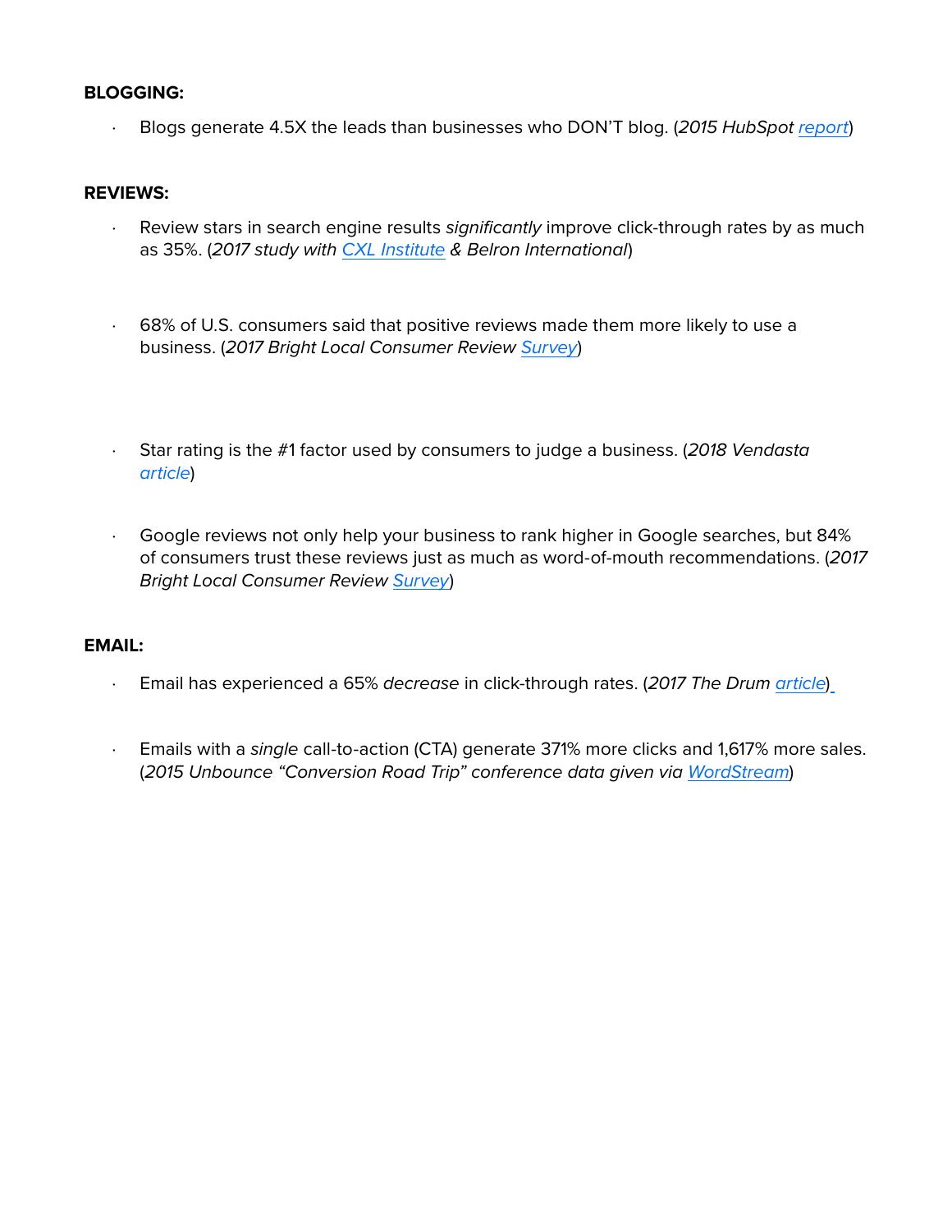**BLOGGING:**

- Blogs generate 4.5X the leads than businesses who DON'T blog. (*2015 HubSpot report*)

**REVIEWS:**

- Review stars in search engine results *significantly* improve click-through rates by as much as 35%. (*2017 study with CXL Institute & Belron International*)

- 68% of U.S. consumers said that positive reviews made them more likely to use a business. (*2017 Bright Local Consumer Review Survey*)

- Star rating is the #1 factor used by consumers to judge a business. (*2018 Vendasta article*)

- Google reviews not only help your business to rank higher in Google searches, but 84% of consumers trust these reviews just as much as word-of-mouth recommendations. (*2017 Bright Local Consumer Review Survey*)

**EMAIL:**

- Email has experienced a 65% *decrease* in click-through rates. (*2017 The Drum article*)

- Emails with a *single* call-to-action (CTA) generate 371% more clicks and 1,617% more sales. (*2015 Unbounce "Conversion Road Trip" conference data given via WordStream*)